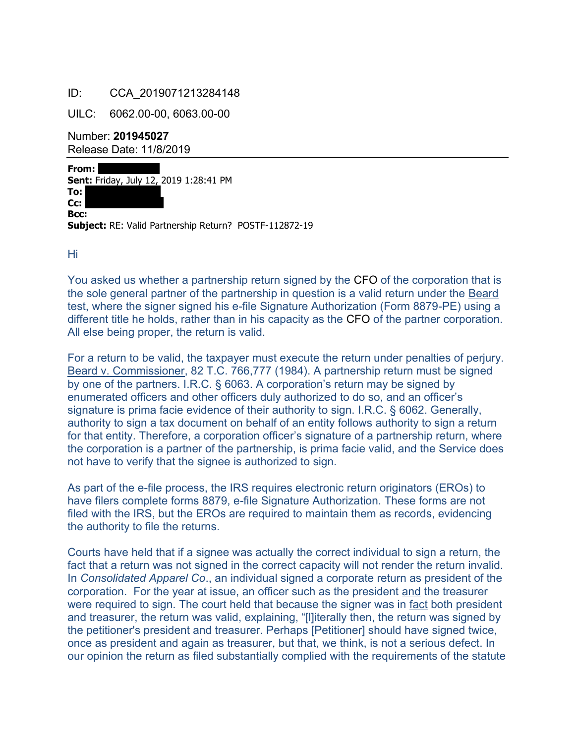ID: CCA_2019071213284148

UILC: 6062.00-00, 6063.00-00

Number: **201945027**
Release Date: 11/8/2019

**From:**
**Sent:** Friday, July 12, 2019 1:28:41 PM
**To:**
**Cc:**
**Bcc:**
**Subject:** RE: Valid Partnership Return? POSTF-112872-19

Hi

You asked us whether a partnership return signed by the CFO of the corporation that is the sole general partner of the partnership in question is a valid return under the Beard test, where the signer signed his e-file Signature Authorization (Form 8879-PE) using a different title he holds, rather than in his capacity as the CFO of the partner corporation. All else being proper, the return is valid.

For a return to be valid, the taxpayer must execute the return under penalties of perjury. Beard v. Commissioner, 82 T.C. 766,777 (1984). A partnership return must be signed by one of the partners. I.R.C. § 6063. A corporation's return may be signed by enumerated officers and other officers duly authorized to do so, and an officer's signature is prima facie evidence of their authority to sign. I.R.C. § 6062. Generally, authority to sign a tax document on behalf of an entity follows authority to sign a return for that entity. Therefore, a corporation officer's signature of a partnership return, where the corporation is a partner of the partnership, is prima facie valid, and the Service does not have to verify that the signee is authorized to sign.

As part of the e-file process, the IRS requires electronic return originators (EROs) to have filers complete forms 8879, e-file Signature Authorization. These forms are not filed with the IRS, but the EROs are required to maintain them as records, evidencing the authority to file the returns.

Courts have held that if a signee was actually the correct individual to sign a return, the fact that a return was not signed in the correct capacity will not render the return invalid. In *Consolidated Apparel Co*., an individual signed a corporate return as president of the corporation. For the year at issue, an officer such as the president and the treasurer were required to sign. The court held that because the signer was in fact both president and treasurer, the return was valid, explaining, "[l]iterally then, the return was signed by the petitioner's president and treasurer. Perhaps [Petitioner] should have signed twice, once as president and again as treasurer, but that, we think, is not a serious defect. In our opinion the return as filed substantially complied with the requirements of the statute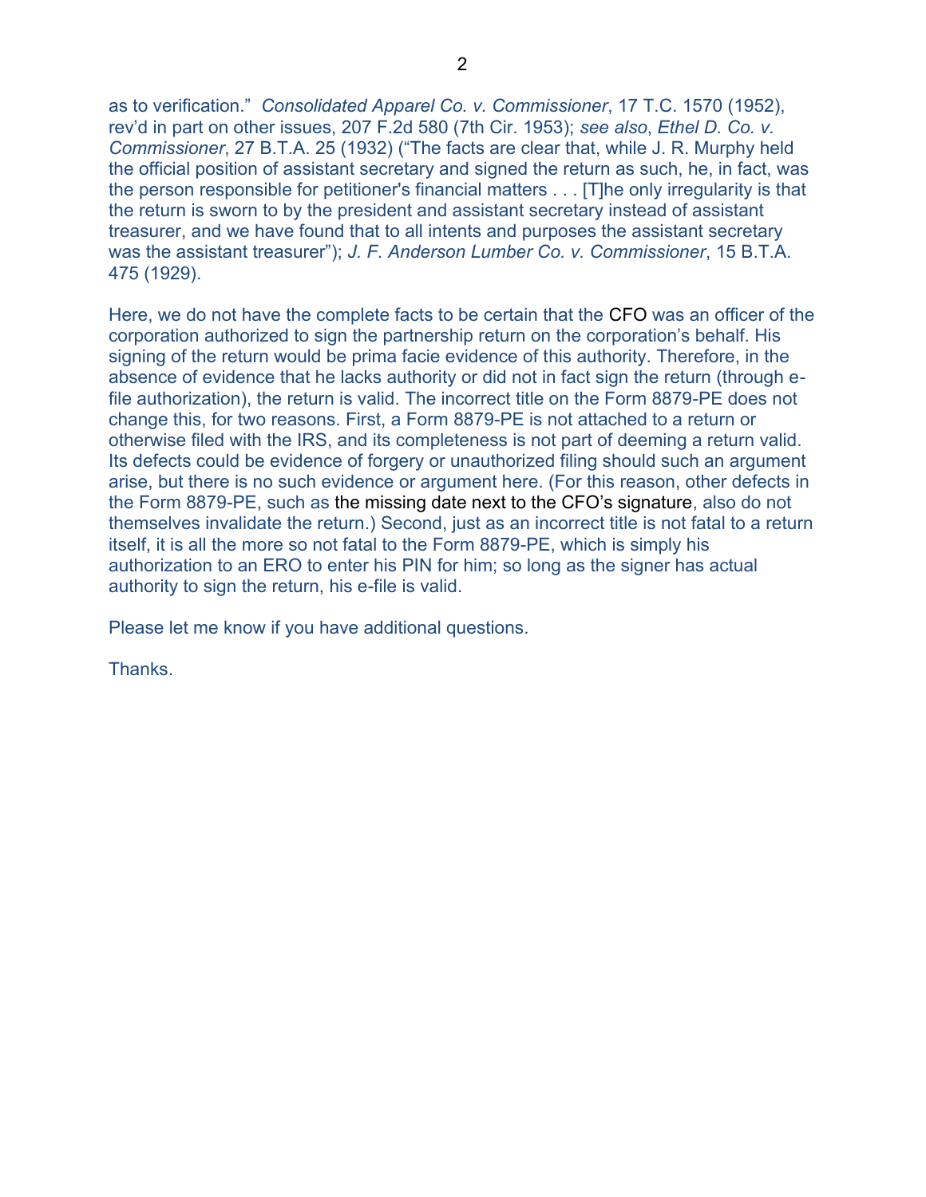as to verification." *Consolidated Apparel Co. v. Commissioner*, 17 T.C. 1570 (1952), rev'd in part on other issues, 207 F.2d 580 (7th Cir. 1953); *see also*, *Ethel D. Co. v. Commissioner*, 27 B.T.A. 25 (1932) ("The facts are clear that, while J. R. Murphy held the official position of assistant secretary and signed the return as such, he, in fact, was the person responsible for petitioner's financial matters . . . [T]he only irregularity is that the return is sworn to by the president and assistant secretary instead of assistant treasurer, and we have found that to all intents and purposes the assistant secretary was the assistant treasurer"); *J. F. Anderson Lumber Co. v. Commissioner*, 15 B.T.A. 475 (1929).

Here, we do not have the complete facts to be certain that the CFO was an officer of the corporation authorized to sign the partnership return on the corporation's behalf. His signing of the return would be prima facie evidence of this authority. Therefore, in the absence of evidence that he lacks authority or did not in fact sign the return (through e-file authorization), the return is valid. The incorrect title on the Form 8879-PE does not change this, for two reasons. First, a Form 8879-PE is not attached to a return or otherwise filed with the IRS, and its completeness is not part of deeming a return valid. Its defects could be evidence of forgery or unauthorized filing should such an argument arise, but there is no such evidence or argument here. (For this reason, other defects in the Form 8879-PE, such as the missing date next to the CFO's signature, also do not themselves invalidate the return.) Second, just as an incorrect title is not fatal to a return itself, it is all the more so not fatal to the Form 8879-PE, which is simply his authorization to an ERO to enter his PIN for him; so long as the signer has actual authority to sign the return, his e-file is valid.

Please let me know if you have additional questions.

Thanks.